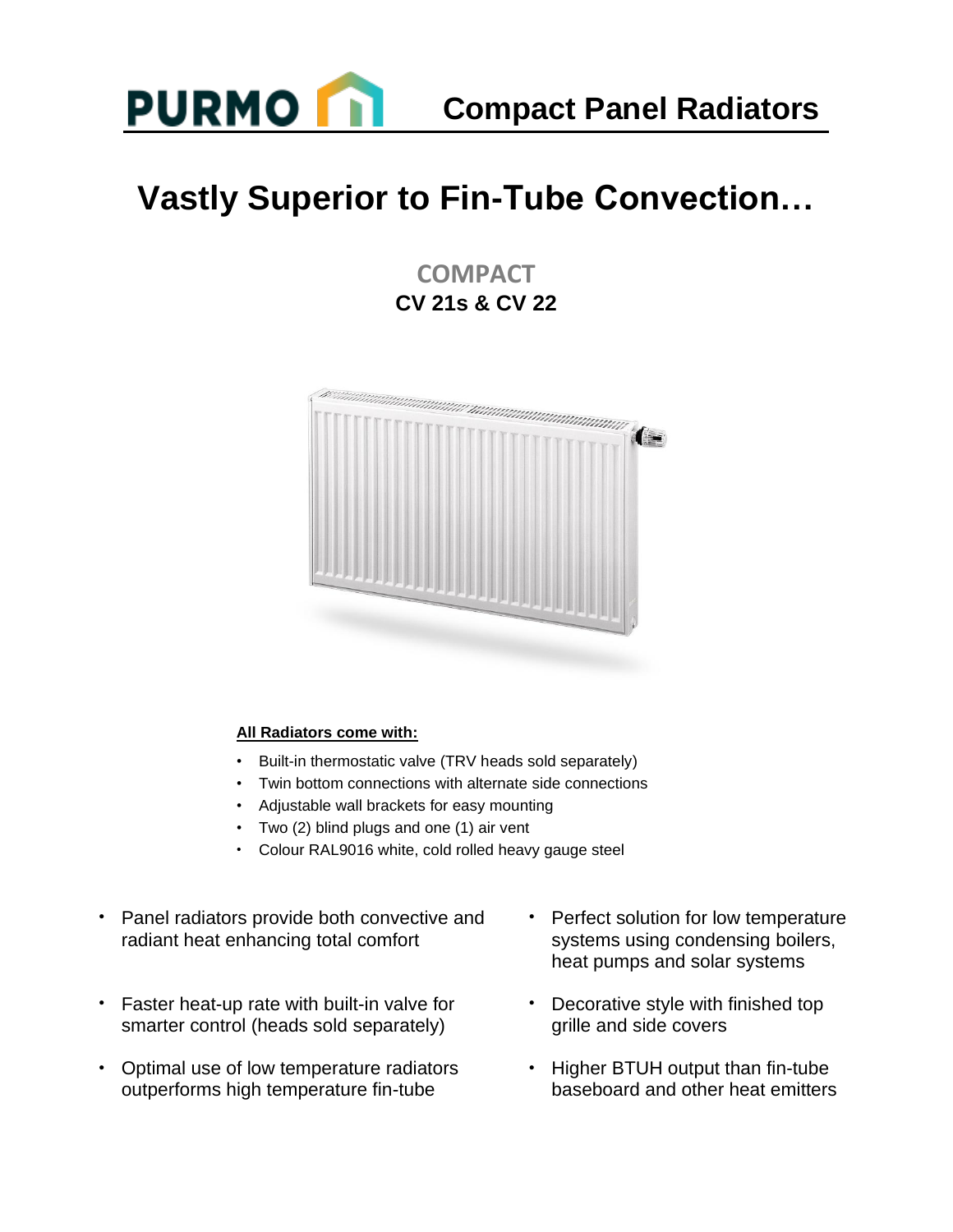PURMO

# Compact Panel Radiators

## Vastly Superior to Fin-Tube Convection…

### COMPACT
**CV 21s & CV 22**

**All Radiators come with:**

- Built-in thermostatic valve (TRV heads sold separately)
- Twin bottom connections with alternate side connections
- Adjustable wall brackets for easy mounting
- Two (2) blind plugs and one (1) air vent
- Colour RAL9016 white, cold rolled heavy gauge steel

- Panel radiators provide both convective and radiant heat enhancing total comfort
- Faster heat-up rate with built-in valve for smarter control (heads sold separately)
- Optimal use of low temperature radiators outperforms high temperature fin-tube
- Perfect solution for low temperature systems using condensing boilers, heat pumps and solar systems
- Decorative style with finished top grille and side covers
- Higher BTUH output than fin-tube baseboard and other heat emitters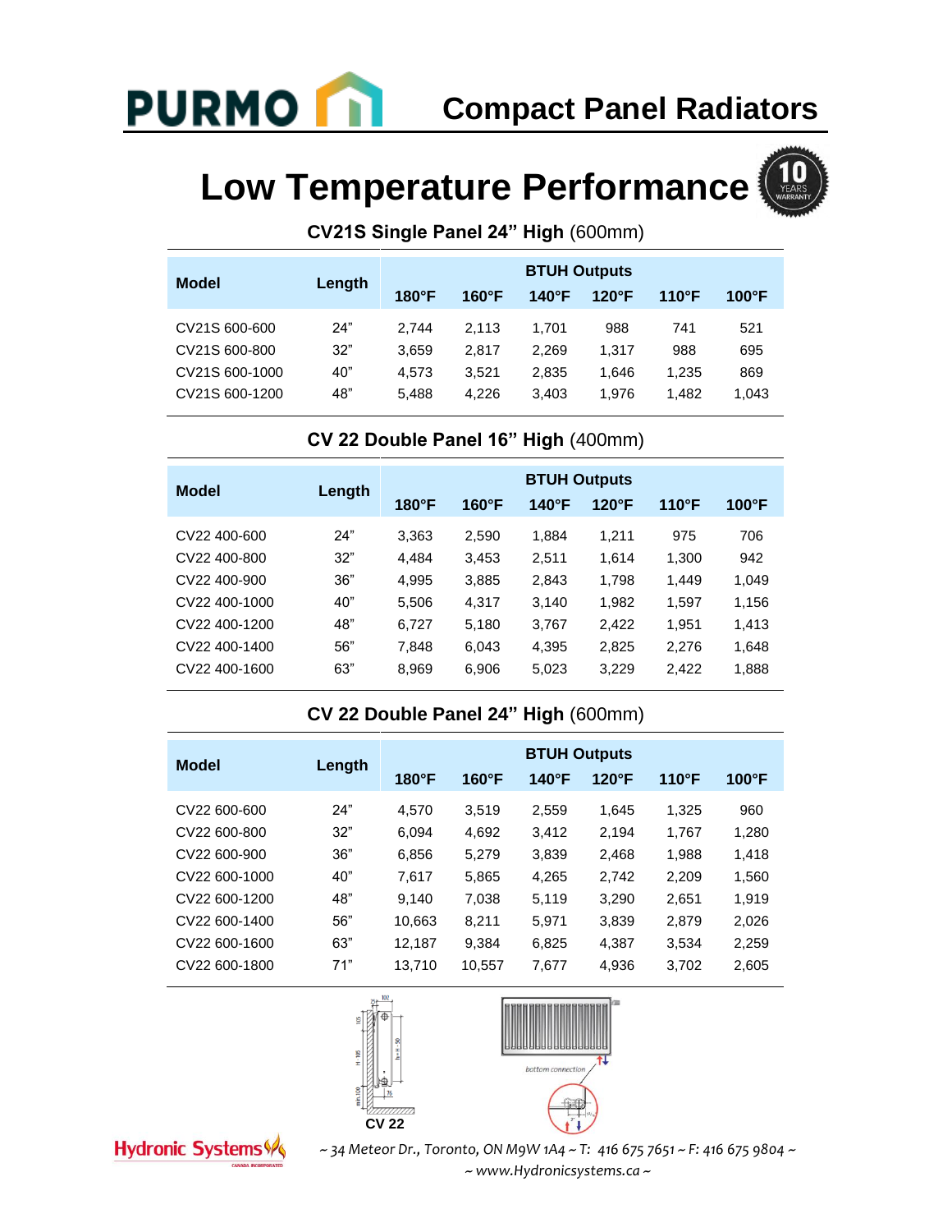# PURMO Compact Panel Radiators

## Low Temperature Performance

10 YEARS WARRANTY

### CV21S Single Panel 24" High (600mm)

| Model | Length | BTUH Outputs | | | | | |
|---|---|---|---|---|---|---|---|
| | | 180°F | 160°F | 140°F | 120°F | 110°F | 100°F |
| CV21S 600-600 | 24" | 2,744 | 2,113 | 1,701 | 988 | 741 | 521 |
| CV21S 600-800 | 32" | 3,659 | 2,817 | 2,269 | 1,317 | 988 | 695 |
| CV21S 600-1000 | 40" | 4,573 | 3,521 | 2,835 | 1,646 | 1,235 | 869 |
| CV21S 600-1200 | 48" | 5,488 | 4,226 | 3,403 | 1,976 | 1,482 | 1,043 |

### CV 22 Double Panel 16" High (400mm)

| Model | Length | BTUH Outputs | | | | | |
|---|---|---|---|---|---|---|---|
| | | 180°F | 160°F | 140°F | 120°F | 110°F | 100°F |
| CV22 400-600 | 24" | 3,363 | 2,590 | 1,884 | 1,211 | 975 | 706 |
| CV22 400-800 | 32" | 4,484 | 3,453 | 2,511 | 1,614 | 1,300 | 942 |
| CV22 400-900 | 36" | 4,995 | 3,885 | 2,843 | 1,798 | 1,449 | 1,049 |
| CV22 400-1000 | 40" | 5,506 | 4,317 | 3,140 | 1,982 | 1,597 | 1,156 |
| CV22 400-1200 | 48" | 6,727 | 5,180 | 3,767 | 2,422 | 1,951 | 1,413 |
| CV22 400-1400 | 56" | 7,848 | 6,043 | 4,395 | 2,825 | 2,276 | 1,648 |
| CV22 400-1600 | 63" | 8,969 | 6,906 | 5,023 | 3,229 | 2,422 | 1,888 |

### CV 22 Double Panel 24" High (600mm)

| Model | Length | BTUH Outputs | | | | | |
|---|---|---|---|---|---|---|---|
| | | 180°F | 160°F | 140°F | 120°F | 110°F | 100°F |
| CV22 600-600 | 24" | 4,570 | 3,519 | 2,559 | 1,645 | 1,325 | 960 |
| CV22 600-800 | 32" | 6,094 | 4,692 | 3,412 | 2,194 | 1,767 | 1,280 |
| CV22 600-900 | 36" | 6,856 | 5,279 | 3,839 | 2,468 | 1,988 | 1,418 |
| CV22 600-1000 | 40" | 7,617 | 5,865 | 4,265 | 2,742 | 2,209 | 1,560 |
| CV22 600-1200 | 48" | 9,140 | 7,038 | 5,119 | 3,290 | 2,651 | 1,919 |
| CV22 600-1400 | 56" | 10,663 | 8,211 | 5,971 | 3,839 | 2,879 | 2,026 |
| CV22 600-1600 | 63" | 12,187 | 9,384 | 6,825 | 4,387 | 3,534 | 2,259 |
| CV22 600-1800 | 71" | 13,710 | 10,557 | 7,677 | 4,936 | 3,702 | 2,605 |

CV 22

bottom connection

Hydronic Systems CANADA INCORPORATED

*~ 34 Meteor Dr., Toronto, ON M9W 1A4 ~ T: 416 675 7651 ~ F: 416 675 9804 ~*

*~ www.Hydronicsystems.ca ~*